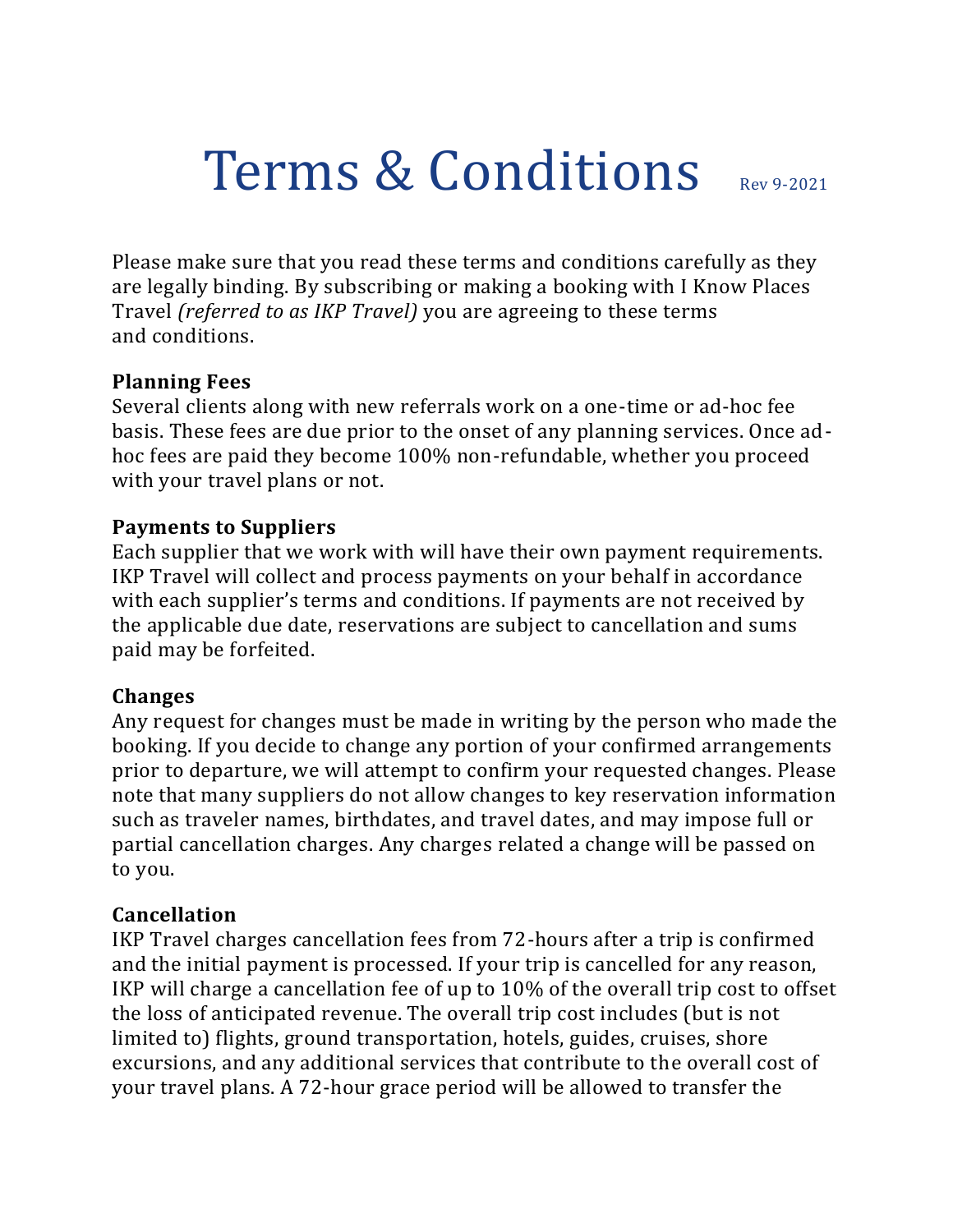# Terms & Conditions

Rev 9-2021

Please make sure that you read these terms and conditions carefully as they are legally binding. By subscribing or making a booking with I Know Places Travel *(referred to as IKP Travel)* you are agreeing to these terms and conditions.

**Planning Fees**
Several clients along with new referrals work on a one-time or ad-hoc fee basis. These fees are due prior to the onset of any planning services. Once ad-hoc fees are paid they become 100% non-refundable, whether you proceed with your travel plans or not.

**Payments to Suppliers**
Each supplier that we work with will have their own payment requirements. IKP Travel will collect and process payments on your behalf in accordance with each supplier's terms and conditions. If payments are not received by the applicable due date, reservations are subject to cancellation and sums paid may be forfeited.

**Changes**
Any request for changes must be made in writing by the person who made the booking. If you decide to change any portion of your confirmed arrangements prior to departure, we will attempt to confirm your requested changes. Please note that many suppliers do not allow changes to key reservation information such as traveler names, birthdates, and travel dates, and may impose full or partial cancellation charges. Any charges related a change will be passed on to you.

**Cancellation**
IKP Travel charges cancellation fees from 72-hours after a trip is confirmed and the initial payment is processed. If your trip is cancelled for any reason, IKP will charge a cancellation fee of up to 10% of the overall trip cost to offset the loss of anticipated revenue. The overall trip cost includes (but is not limited to) flights, ground transportation, hotels, guides, cruises, shore excursions, and any additional services that contribute to the overall cost of your travel plans. A 72-hour grace period will be allowed to transfer the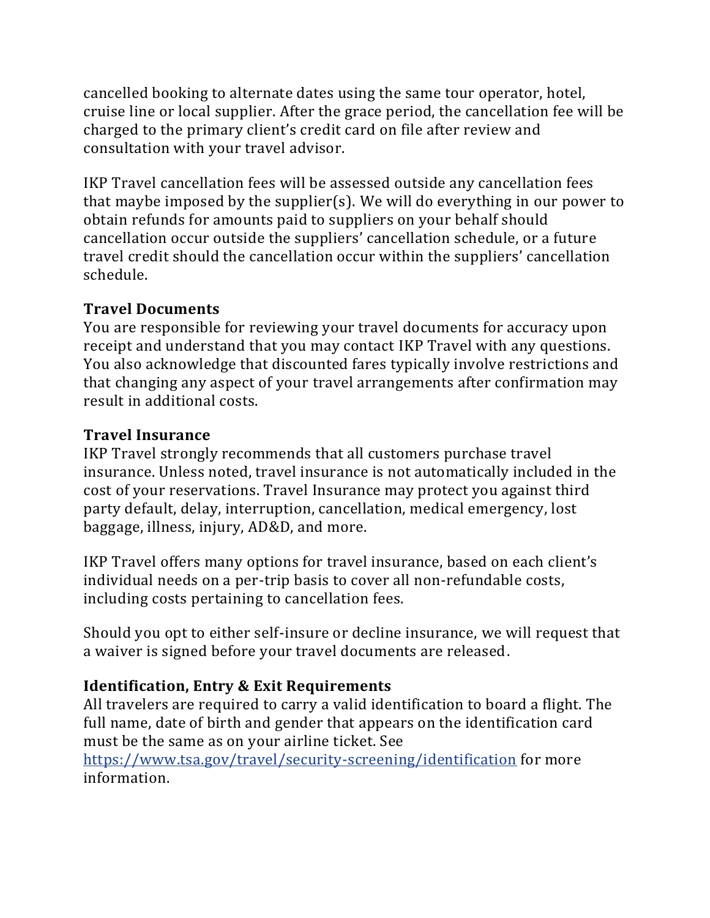cancelled booking to alternate dates using the same tour operator, hotel, cruise line or local supplier. After the grace period, the cancellation fee will be charged to the primary client's credit card on file after review and consultation with your travel advisor.

IKP Travel cancellation fees will be assessed outside any cancellation fees that maybe imposed by the supplier(s). We will do everything in our power to obtain refunds for amounts paid to suppliers on your behalf should cancellation occur outside the suppliers' cancellation schedule, or a future travel credit should the cancellation occur within the suppliers' cancellation schedule.

**Travel Documents**

You are responsible for reviewing your travel documents for accuracy upon receipt and understand that you may contact IKP Travel with any questions. You also acknowledge that discounted fares typically involve restrictions and that changing any aspect of your travel arrangements after confirmation may result in additional costs.

**Travel Insurance**

IKP Travel strongly recommends that all customers purchase travel insurance. Unless noted, travel insurance is not automatically included in the cost of your reservations. Travel Insurance may protect you against third party default, delay, interruption, cancellation, medical emergency, lost baggage, illness, injury, AD&D, and more.

IKP Travel offers many options for travel insurance, based on each client's individual needs on a per-trip basis to cover all non-refundable costs, including costs pertaining to cancellation fees.

Should you opt to either self-insure or decline insurance, we will request that a waiver is signed before your travel documents are released.

**Identification, Entry & Exit Requirements**

All travelers are required to carry a valid identification to board a flight. The full name, date of birth and gender that appears on the identification card must be the same as on your airline ticket. See [https://www.tsa.gov/travel/security-screening/identification](https://www.tsa.gov/travel/security-screening/identification) for more information.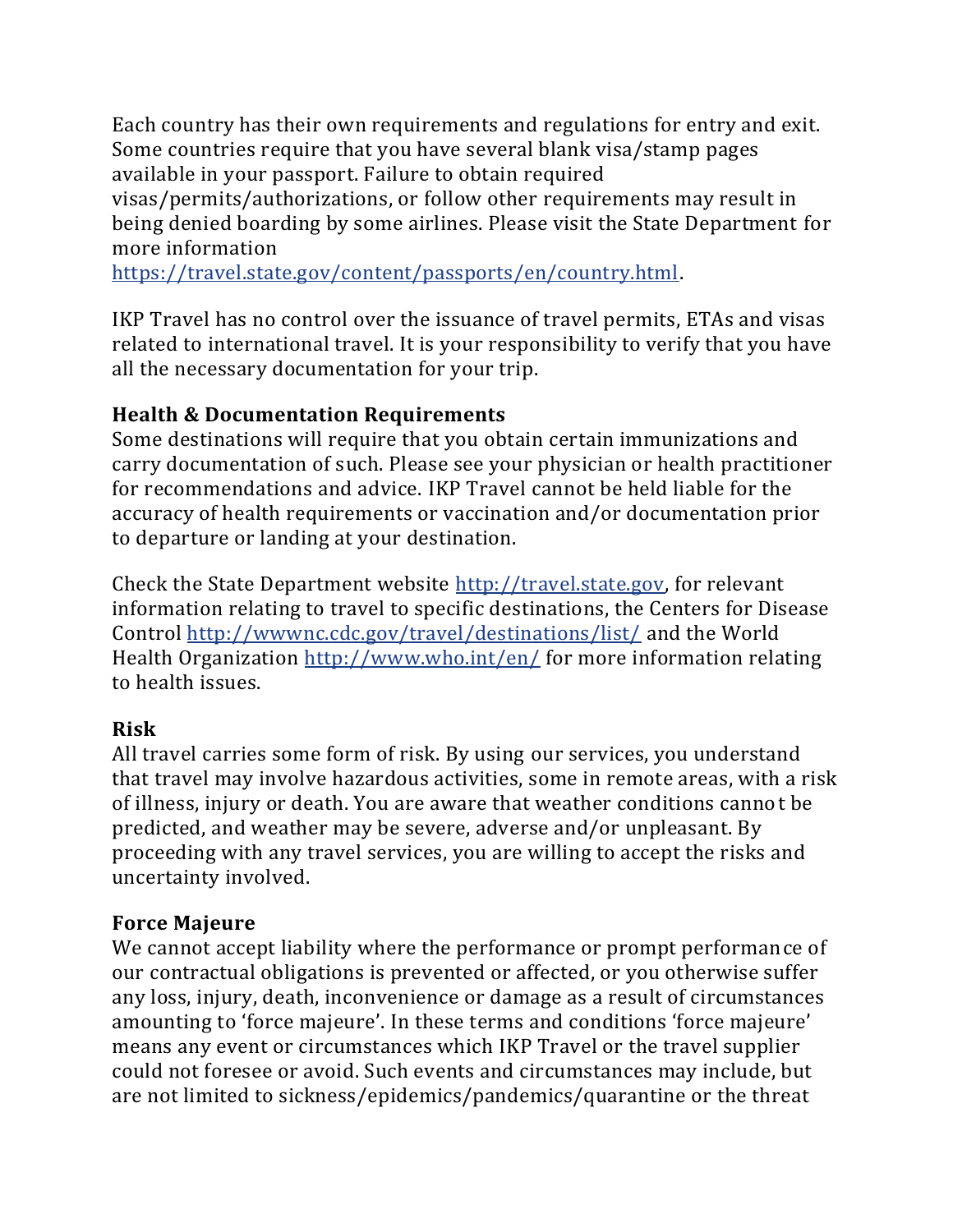Each country has their own requirements and regulations for entry and exit. Some countries require that you have several blank visa/stamp pages available in your passport. Failure to obtain required visas/permits/authorizations, or follow other requirements may result in being denied boarding by some airlines. Please visit the State Department for more information [https://travel.state.gov/content/passports/en/country.html](https://travel.state.gov/content/passports/en/country.html).

IKP Travel has no control over the issuance of travel permits, ETAs and visas related to international travel. It is your responsibility to verify that you have all the necessary documentation for your trip.

**Health & Documentation Requirements**
Some destinations will require that you obtain certain immunizations and carry documentation of such. Please see your physician or health practitioner for recommendations and advice. IKP Travel cannot be held liable for the accuracy of health requirements or vaccination and/or documentation prior to departure or landing at your destination.

Check the State Department website [http://travel.state.gov](http://travel.state.gov), for relevant information relating to travel to specific destinations, the Centers for Disease Control [http://wwwnc.cdc.gov/travel/destinations/list/](http://wwwnc.cdc.gov/travel/destinations/list/) and the World Health Organization [http://www.who.int/en/](http://www.who.int/en/) for more information relating to health issues.

**Risk**
All travel carries some form of risk. By using our services, you understand that travel may involve hazardous activities, some in remote areas, with a risk of illness, injury or death. You are aware that weather conditions cannot be predicted, and weather may be severe, adverse and/or unpleasant. By proceeding with any travel services, you are willing to accept the risks and uncertainty involved.

**Force Majeure**
We cannot accept liability where the performance or prompt performance of our contractual obligations is prevented or affected, or you otherwise suffer any loss, injury, death, inconvenience or damage as a result of circumstances amounting to 'force majeure'. In these terms and conditions 'force majeure' means any event or circumstances which IKP Travel or the travel supplier could not foresee or avoid. Such events and circumstances may include, but are not limited to sickness/epidemics/pandemics/quarantine or the threat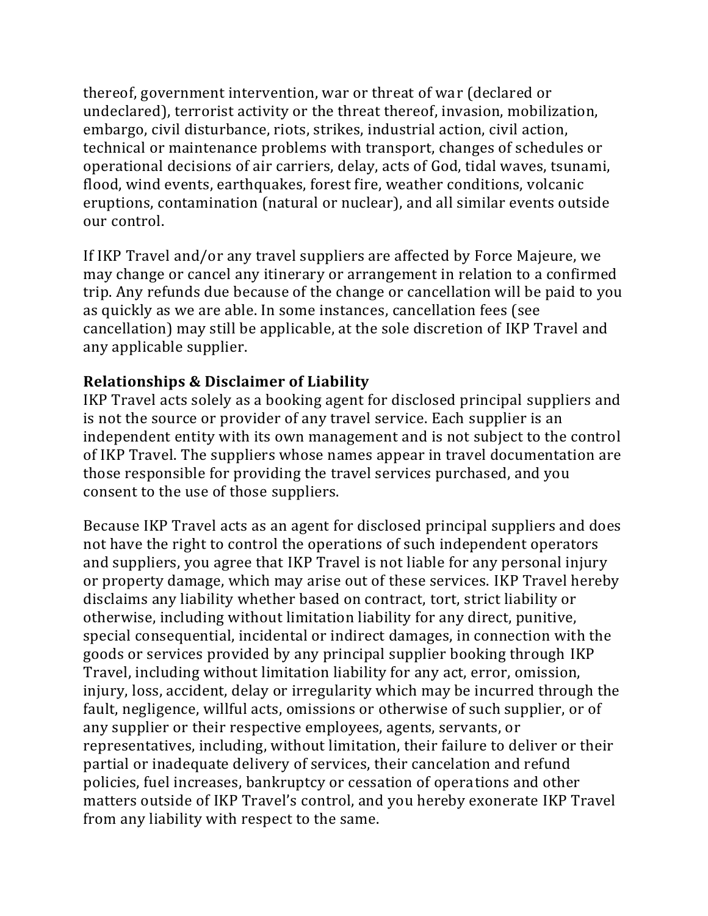thereof, government intervention, war or threat of war (declared or undeclared), terrorist activity or the threat thereof, invasion, mobilization, embargo, civil disturbance, riots, strikes, industrial action, civil action, technical or maintenance problems with transport, changes of schedules or operational decisions of air carriers, delay, acts of God, tidal waves, tsunami, flood, wind events, earthquakes, forest fire, weather conditions, volcanic eruptions, contamination (natural or nuclear), and all similar events outside our control.

If IKP Travel and/or any travel suppliers are affected by Force Majeure, we may change or cancel any itinerary or arrangement in relation to a confirmed trip. Any refunds due because of the change or cancellation will be paid to you as quickly as we are able. In some instances, cancellation fees (see cancellation) may still be applicable, at the sole discretion of IKP Travel and any applicable supplier.

**Relationships & Disclaimer of Liability**

IKP Travel acts solely as a booking agent for disclosed principal suppliers and is not the source or provider of any travel service. Each supplier is an independent entity with its own management and is not subject to the control of IKP Travel. The suppliers whose names appear in travel documentation are those responsible for providing the travel services purchased, and you consent to the use of those suppliers.

Because IKP Travel acts as an agent for disclosed principal suppliers and does not have the right to control the operations of such independent operators and suppliers, you agree that IKP Travel is not liable for any personal injury or property damage, which may arise out of these services. IKP Travel hereby disclaims any liability whether based on contract, tort, strict liability or otherwise, including without limitation liability for any direct, punitive, special consequential, incidental or indirect damages, in connection with the goods or services provided by any principal supplier booking through IKP Travel, including without limitation liability for any act, error, omission, injury, loss, accident, delay or irregularity which may be incurred through the fault, negligence, willful acts, omissions or otherwise of such supplier, or of any supplier or their respective employees, agents, servants, or representatives, including, without limitation, their failure to deliver or their partial or inadequate delivery of services, their cancelation and refund policies, fuel increases, bankruptcy or cessation of operations and other matters outside of IKP Travel's control, and you hereby exonerate IKP Travel from any liability with respect to the same.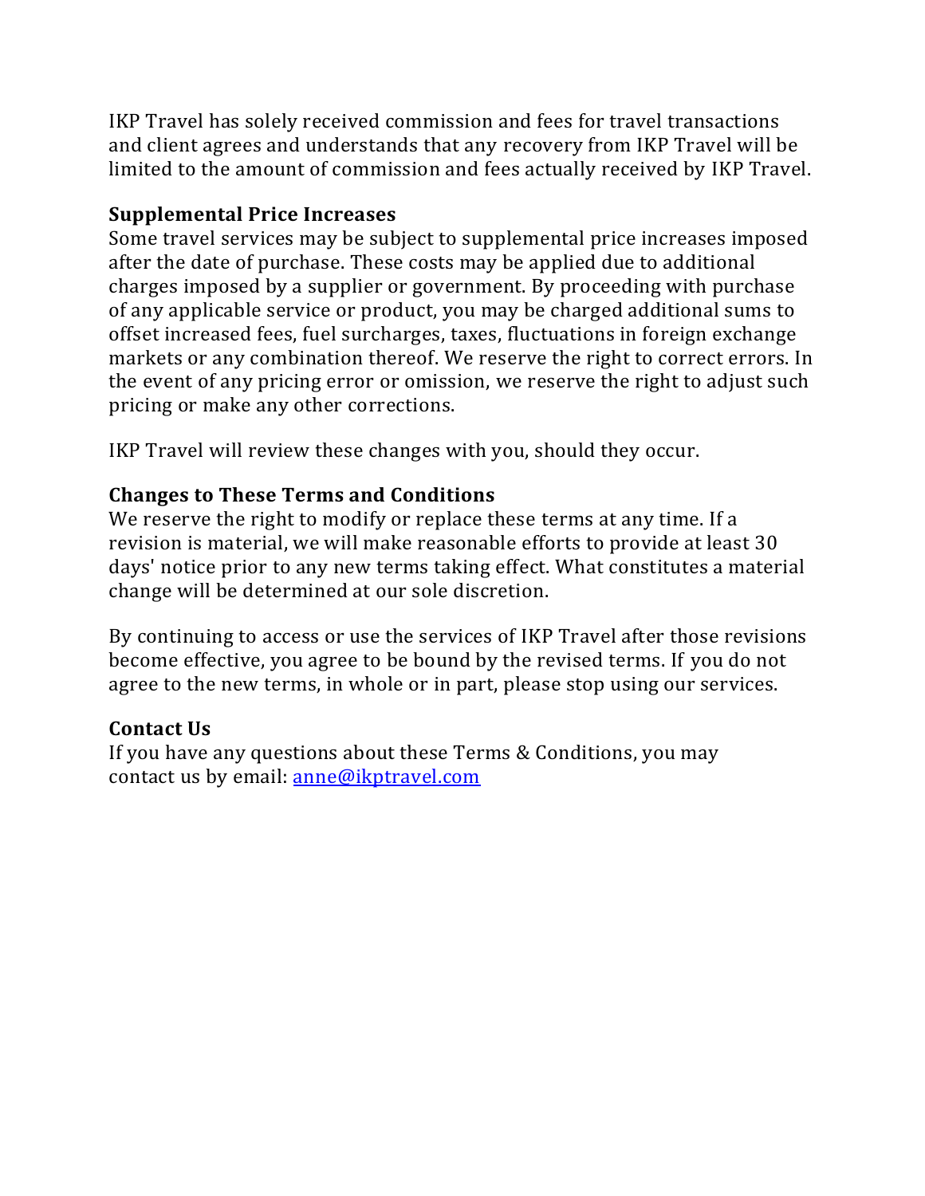IKP Travel has solely received commission and fees for travel transactions and client agrees and understands that any recovery from IKP Travel will be limited to the amount of commission and fees actually received by IKP Travel.

**Supplemental Price Increases**

Some travel services may be subject to supplemental price increases imposed after the date of purchase. These costs may be applied due to additional charges imposed by a supplier or government. By proceeding with purchase of any applicable service or product, you may be charged additional sums to offset increased fees, fuel surcharges, taxes, fluctuations in foreign exchange markets or any combination thereof. We reserve the right to correct errors. In the event of any pricing error or omission, we reserve the right to adjust such pricing or make any other corrections.

IKP Travel will review these changes with you, should they occur.

**Changes to These Terms and Conditions**

We reserve the right to modify or replace these terms at any time. If a revision is material, we will make reasonable efforts to provide at least 30 days' notice prior to any new terms taking effect. What constitutes a material change will be determined at our sole discretion.

By continuing to access or use the services of IKP Travel after those revisions become effective, you agree to be bound by the revised terms. If you do not agree to the new terms, in whole or in part, please stop using our services.

**Contact Us**

If you have any questions about these Terms & Conditions, you may contact us by email: [anne@ikptravel.com](mailto:anne@ikptravel.com)